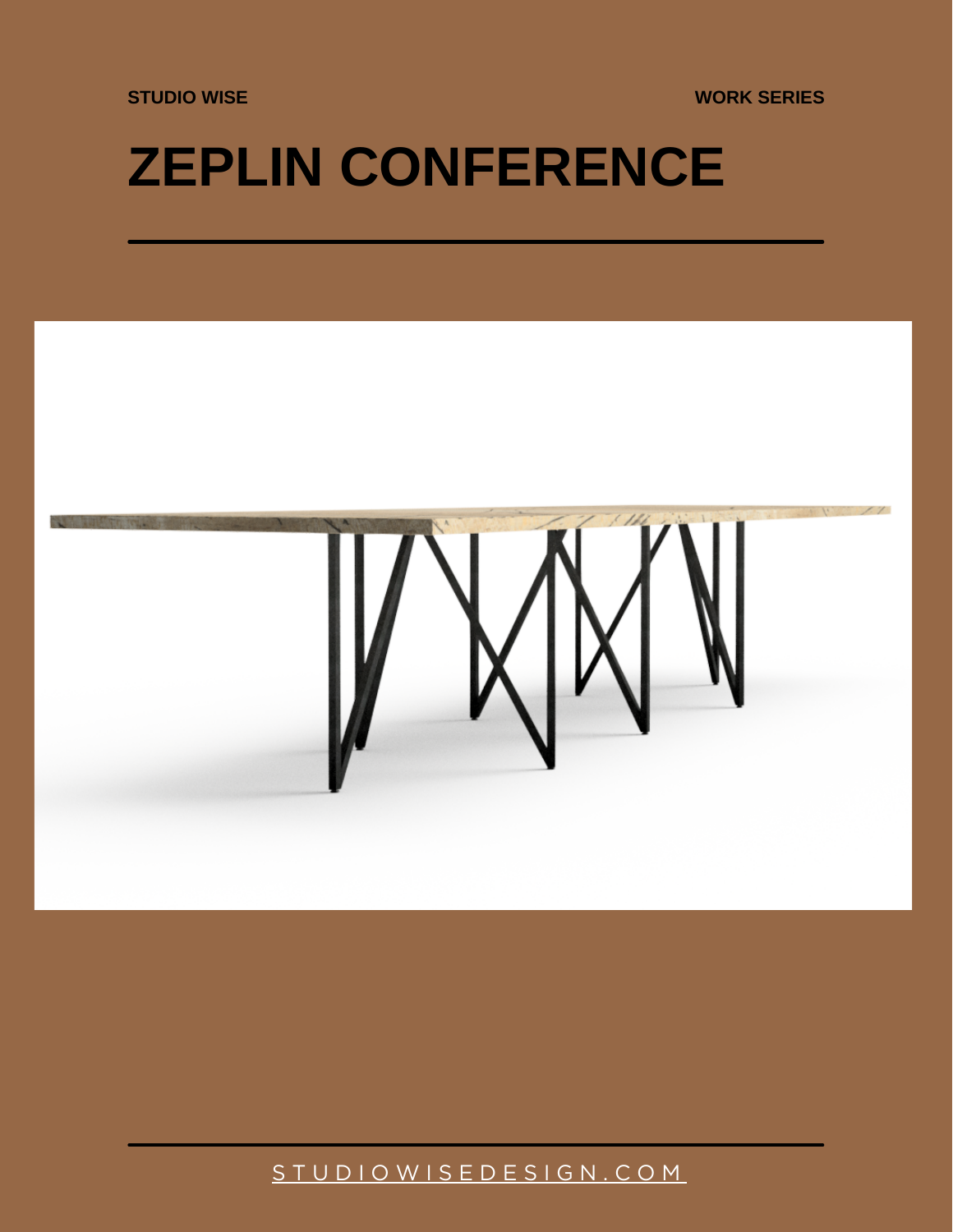STUDIO WISE

WORK SERIES

# ZEPLIN CONFERENCE

---

---

STUDIOWISEDESIGN.COM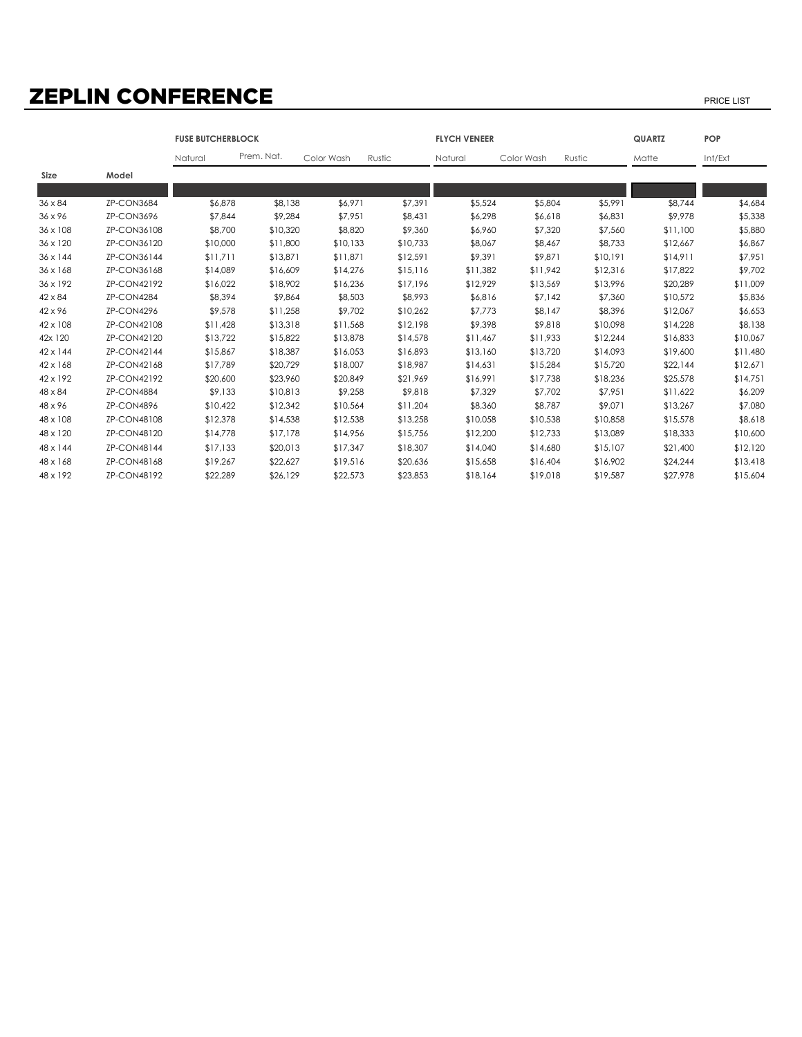# ZEPLIN CONFERENCE

PRICE LIST

| | | FUSE BUTCHERBLOCK | | | | FLYCH VENEER | | | QUARTZ | POP |
|---|---|---|---|---|---|---|---|---|---|---|
| | | Natural | Prem. Nat. | Color Wash | Rustic | Natural | Color Wash | Rustic | Matte | Int/Ext |
| Size | Model | | | | | | | | | |
| 36 x 84 | ZP-CON3684 | $6,878 | $8,138 | $6,971 | $7,391 | $5,524 | $5,804 | $5,991 | $8,744 | $4,684 |
| 36 x 96 | ZP-CON3696 | $7,844 | $9,284 | $7,951 | $8,431 | $6,298 | $6,618 | $6,831 | $9,978 | $5,338 |
| 36 x 108 | ZP-CON36108 | $8,700 | $10,320 | $8,820 | $9,360 | $6,960 | $7,320 | $7,560 | $11,100 | $5,880 |
| 36 x 120 | ZP-CON36120 | $10,000 | $11,800 | $10,133 | $10,733 | $8,067 | $8,467 | $8,733 | $12,667 | $6,867 |
| 36 x 144 | ZP-CON36144 | $11,711 | $13,871 | $11,871 | $12,591 | $9,391 | $9,871 | $10,191 | $14,911 | $7,951 |
| 36 x 168 | ZP-CON36168 | $14,089 | $16,609 | $14,276 | $15,116 | $11,382 | $11,942 | $12,316 | $17,822 | $9,702 |
| 36 x 192 | ZP-CON42192 | $16,022 | $18,902 | $16,236 | $17,196 | $12,929 | $13,569 | $13,996 | $20,289 | $11,009 |
| 42 x 84 | ZP-CON4284 | $8,394 | $9,864 | $8,503 | $8,993 | $6,816 | $7,142 | $7,360 | $10,572 | $5,836 |
| 42 x 96 | ZP-CON4296 | $9,578 | $11,258 | $9,702 | $10,262 | $7,773 | $8,147 | $8,396 | $12,067 | $6,653 |
| 42 x 108 | ZP-CON42108 | $11,428 | $13,318 | $11,568 | $12,198 | $9,398 | $9,818 | $10,098 | $14,228 | $8,138 |
| 42x 120 | ZP-CON42120 | $13,722 | $15,822 | $13,878 | $14,578 | $11,467 | $11,933 | $12,244 | $16,833 | $10,067 |
| 42 x 144 | ZP-CON42144 | $15,867 | $18,387 | $16,053 | $16,893 | $13,160 | $13,720 | $14,093 | $19,600 | $11,480 |
| 42 x 168 | ZP-CON42168 | $17,789 | $20,729 | $18,007 | $18,987 | $14,631 | $15,284 | $15,720 | $22,144 | $12,671 |
| 42 x 192 | ZP-CON42192 | $20,600 | $23,960 | $20,849 | $21,969 | $16,991 | $17,738 | $18,236 | $25,578 | $14,751 |
| 48 x 84 | ZP-CON4884 | $9,133 | $10,813 | $9,258 | $9,818 | $7,329 | $7,702 | $7,951 | $11,622 | $6,209 |
| 48 x 96 | ZP-CON4896 | $10,422 | $12,342 | $10,564 | $11,204 | $8,360 | $8,787 | $9,071 | $13,267 | $7,080 |
| 48 x 108 | ZP-CON48108 | $12,378 | $14,538 | $12,538 | $13,258 | $10,058 | $10,538 | $10,858 | $15,578 | $8,618 |
| 48 x 120 | ZP-CON48120 | $14,778 | $17,178 | $14,956 | $15,756 | $12,200 | $12,733 | $13,089 | $18,333 | $10,600 |
| 48 x 144 | ZP-CON48144 | $17,133 | $20,013 | $17,347 | $18,307 | $14,040 | $14,680 | $15,107 | $21,400 | $12,120 |
| 48 x 168 | ZP-CON48168 | $19,267 | $22,627 | $19,516 | $20,636 | $15,658 | $16,404 | $16,902 | $24,244 | $13,418 |
| 48 x 192 | ZP-CON48192 | $22,289 | $26,129 | $22,573 | $23,853 | $18,164 | $19,018 | $19,587 | $27,978 | $15,604 |